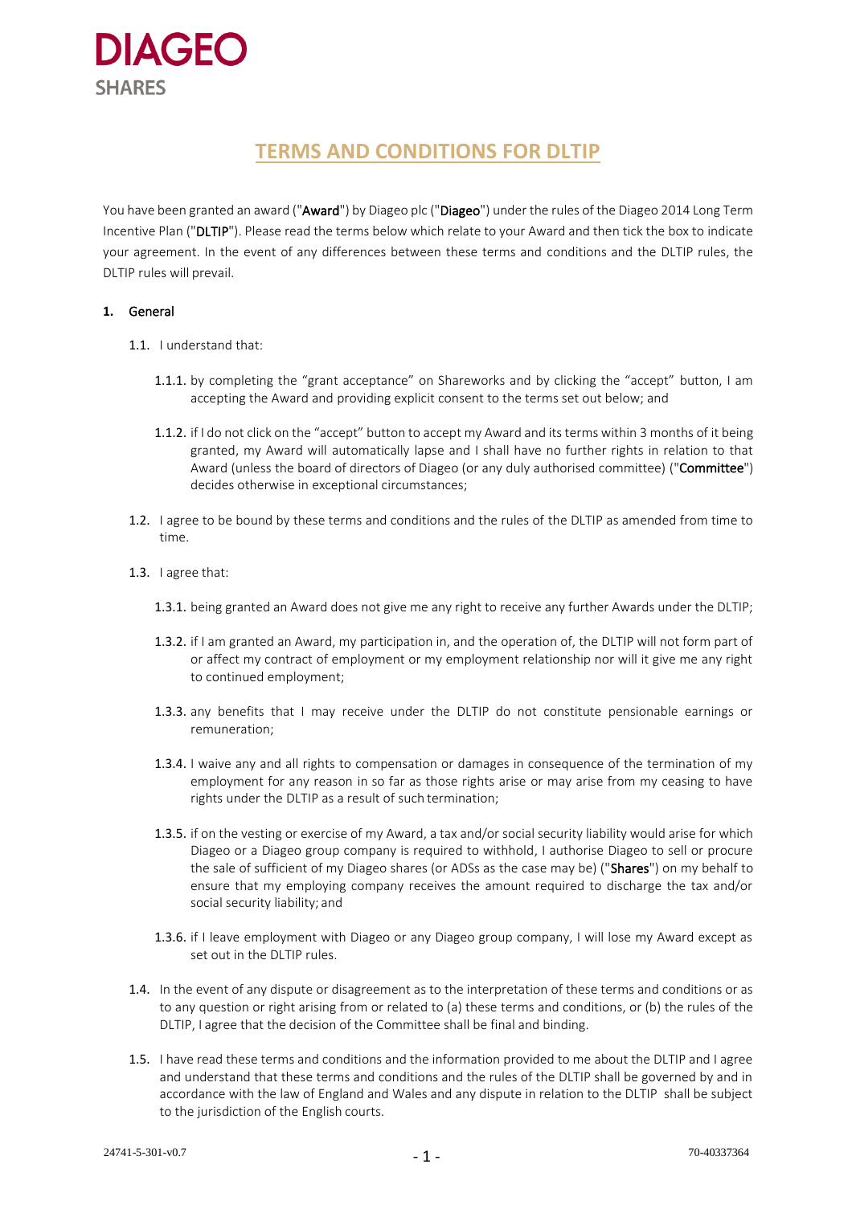DIAGEO
SHARES

# TERMS AND CONDITIONS FOR DLTIP

You have been granted an award ("**Award**") by Diageo plc ("**Diageo**") under the rules of the Diageo 2014 Long Term Incentive Plan ("**DLTIP**"). Please read the terms below which relate to your Award and then tick the box to indicate your agreement. In the event of any differences between these terms and conditions and the DLTIP rules, the DLTIP rules will prevail.

**1. General**

1.1. I understand that:

1.1.1. by completing the "grant acceptance" on Shareworks and by clicking the "accept" button, I am accepting the Award and providing explicit consent to the terms set out below; and

1.1.2. if I do not click on the "accept" button to accept my Award and its terms within 3 months of it being granted, my Award will automatically lapse and I shall have no further rights in relation to that Award (unless the board of directors of Diageo (or any duly authorised committee) ("**Committee**") decides otherwise in exceptional circumstances;

1.2. I agree to be bound by these terms and conditions and the rules of the DLTIP as amended from time to time.

1.3. I agree that:

1.3.1. being granted an Award does not give me any right to receive any further Awards under the DLTIP;

1.3.2. if I am granted an Award, my participation in, and the operation of, the DLTIP will not form part of or affect my contract of employment or my employment relationship nor will it give me any right to continued employment;

1.3.3. any benefits that I may receive under the DLTIP do not constitute pensionable earnings or remuneration;

1.3.4. I waive any and all rights to compensation or damages in consequence of the termination of my employment for any reason in so far as those rights arise or may arise from my ceasing to have rights under the DLTIP as a result of such termination;

1.3.5. if on the vesting or exercise of my Award, a tax and/or social security liability would arise for which Diageo or a Diageo group company is required to withhold, I authorise Diageo to sell or procure the sale of sufficient of my Diageo shares (or ADSs as the case may be) ("**Shares**") on my behalf to ensure that my employing company receives the amount required to discharge the tax and/or social security liability; and

1.3.6. if I leave employment with Diageo or any Diageo group company, I will lose my Award except as set out in the DLTIP rules.

1.4. In the event of any dispute or disagreement as to the interpretation of these terms and conditions or as to any question or right arising from or related to (a) these terms and conditions, or (b) the rules of the DLTIP, I agree that the decision of the Committee shall be final and binding.

1.5. I have read these terms and conditions and the information provided to me about the DLTIP and I agree and understand that these terms and conditions and the rules of the DLTIP shall be governed by and in accordance with the law of England and Wales and any dispute in relation to the DLTIP shall be subject to the jurisdiction of the English courts.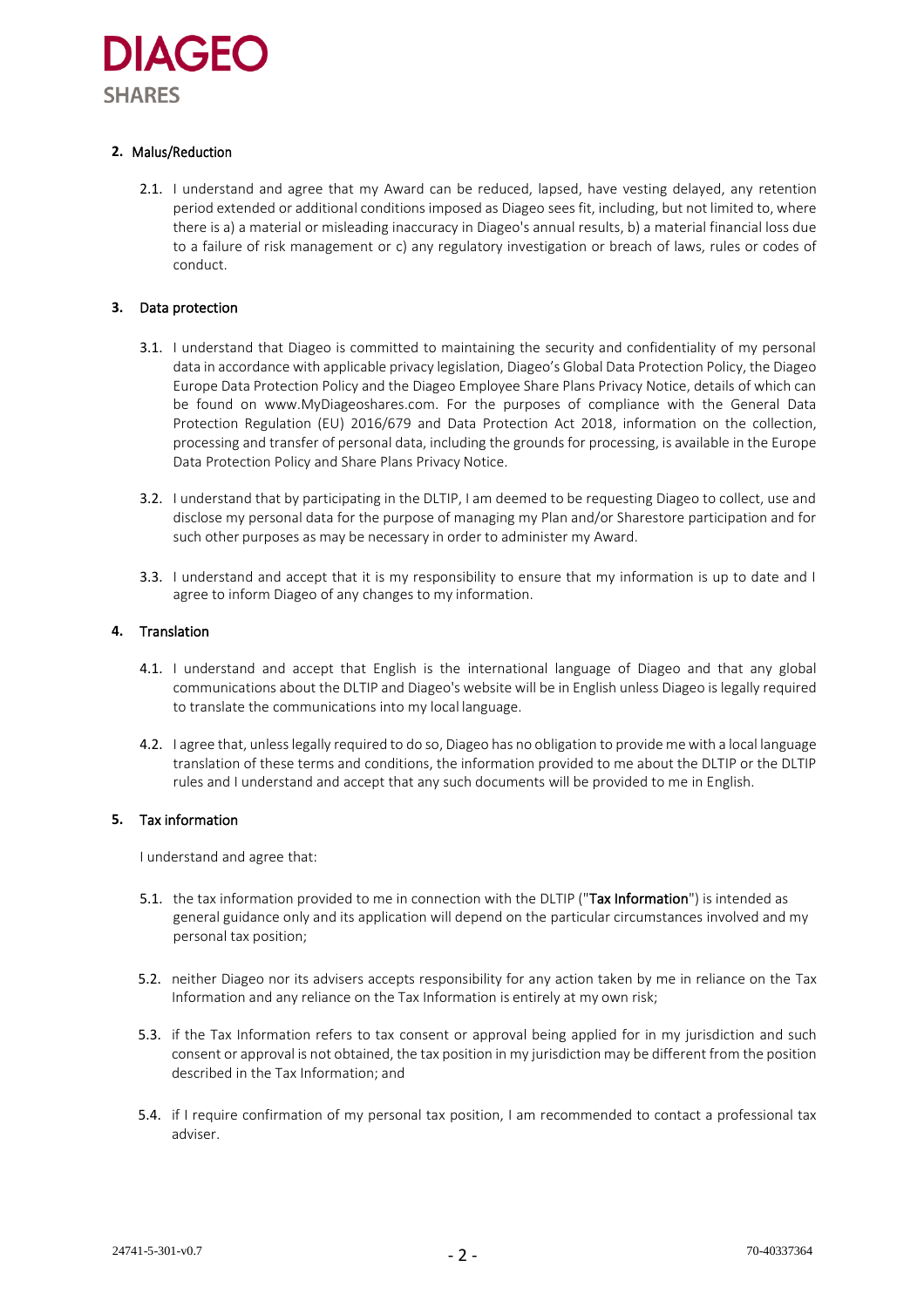**DIAGEO**
**SHARES**

## 2. Malus/Reduction

2.1. I understand and agree that my Award can be reduced, lapsed, have vesting delayed, any retention period extended or additional conditions imposed as Diageo sees fit, including, but not limited to, where there is a) a material or misleading inaccuracy in Diageo's annual results, b) a material financial loss due to a failure of risk management or c) any regulatory investigation or breach of laws, rules or codes of conduct.

## 3. Data protection

3.1. I understand that Diageo is committed to maintaining the security and confidentiality of my personal data in accordance with applicable privacy legislation, Diageo's Global Data Protection Policy, the Diageo Europe Data Protection Policy and the Diageo Employee Share Plans Privacy Notice, details of which can be found on www.MyDiageoshares.com. For the purposes of compliance with the General Data Protection Regulation (EU) 2016/679 and Data Protection Act 2018, information on the collection, processing and transfer of personal data, including the grounds for processing, is available in the Europe Data Protection Policy and Share Plans Privacy Notice.

3.2. I understand that by participating in the DLTIP, I am deemed to be requesting Diageo to collect, use and disclose my personal data for the purpose of managing my Plan and/or Sharestore participation and for such other purposes as may be necessary in order to administer my Award.

3.3. I understand and accept that it is my responsibility to ensure that my information is up to date and I agree to inform Diageo of any changes to my information.

## 4. Translation

4.1. I understand and accept that English is the international language of Diageo and that any global communications about the DLTIP and Diageo's website will be in English unless Diageo is legally required to translate the communications into my local language.

4.2. I agree that, unless legally required to do so, Diageo has no obligation to provide me with a local language translation of these terms and conditions, the information provided to me about the DLTIP or the DLTIP rules and I understand and accept that any such documents will be provided to me in English.

## 5. Tax information

I understand and agree that:

5.1. the tax information provided to me in connection with the DLTIP ("**Tax Information**") is intended as general guidance only and its application will depend on the particular circumstances involved and my personal tax position;

5.2. neither Diageo nor its advisers accepts responsibility for any action taken by me in reliance on the Tax Information and any reliance on the Tax Information is entirely at my own risk;

5.3. if the Tax Information refers to tax consent or approval being applied for in my jurisdiction and such consent or approval is not obtained, the tax position in my jurisdiction may be different from the position described in the Tax Information; and

5.4. if I require confirmation of my personal tax position, I am recommended to contact a professional tax adviser.

24741-5-301-v0.7 70-40337364